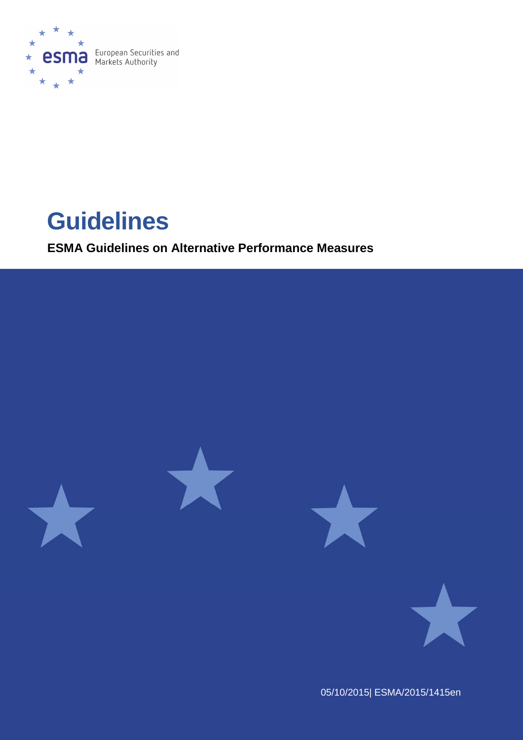European Securities and Markets Authority

# Guidelines

**ESMA Guidelines on Alternative Performance Measures**

05/10/2015| ESMA/2015/1415en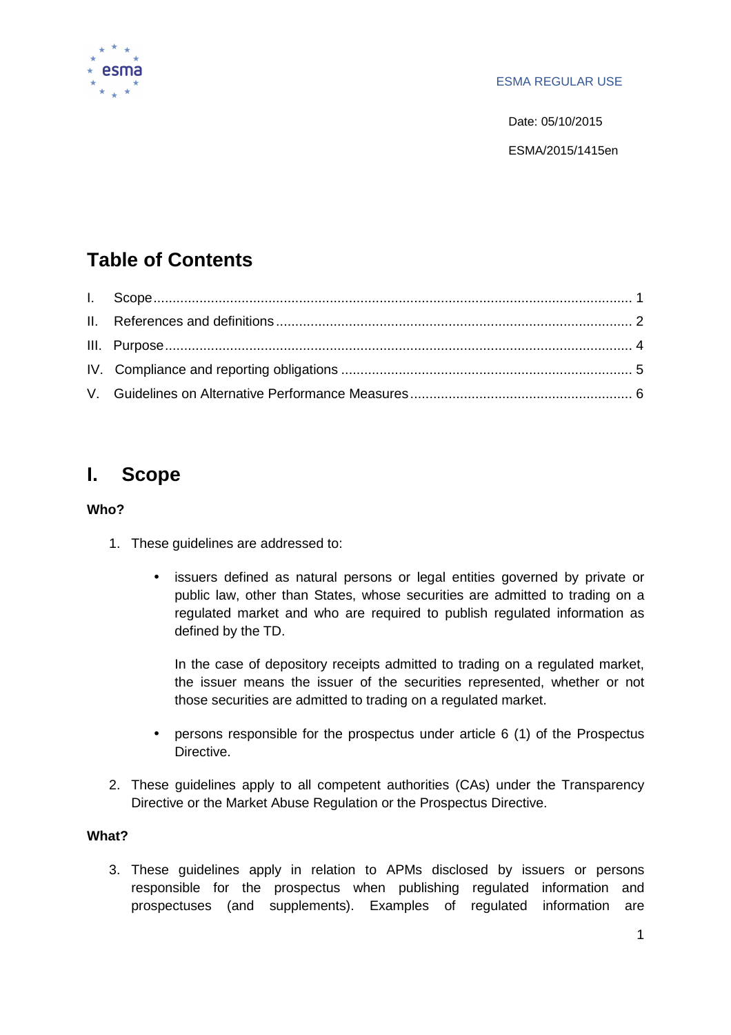ESMA REGULAR USE

Date: 05/10/2015

ESMA/2015/1415en

# Table of Contents

I. Scope ........................................................................................................................ 1

II. References and definitions ........................................................................................ 2

III. Purpose ..................................................................................................................... 4

IV. Compliance and reporting obligations ....................................................................... 5

V. Guidelines on Alternative Performance Measures ..................................................... 6

# I. Scope

**Who?**

1. These guidelines are addressed to:

   - issuers defined as natural persons or legal entities governed by private or public law, other than States, whose securities are admitted to trading on a regulated market and who are required to publish regulated information as defined by the TD.

     In the case of depository receipts admitted to trading on a regulated market, the issuer means the issuer of the securities represented, whether or not those securities are admitted to trading on a regulated market.

   - persons responsible for the prospectus under article 6 (1) of the Prospectus Directive.

2. These guidelines apply to all competent authorities (CAs) under the Transparency Directive or the Market Abuse Regulation or the Prospectus Directive.

**What?**

3. These guidelines apply in relation to APMs disclosed by issuers or persons responsible for the prospectus when publishing regulated information and prospectuses (and supplements). Examples of regulated information are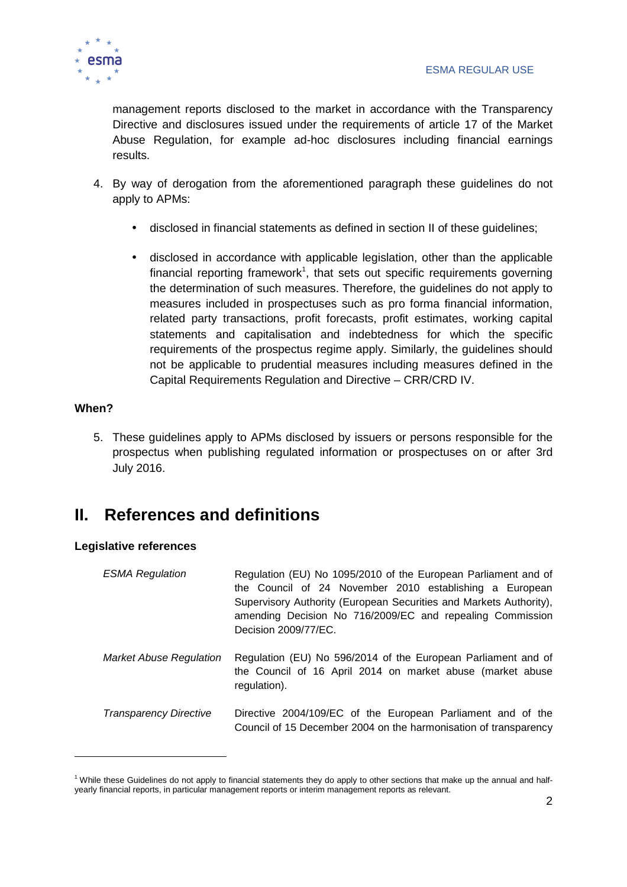management reports disclosed to the market in accordance with the Transparency Directive and disclosures issued under the requirements of article 17 of the Market Abuse Regulation, for example ad-hoc disclosures including financial earnings results.

4. By way of derogation from the aforementioned paragraph these guidelines do not apply to APMs:

    - disclosed in financial statements as defined in section II of these guidelines;

    - disclosed in accordance with applicable legislation, other than the applicable financial reporting framework[1], that sets out specific requirements governing the determination of such measures. Therefore, the guidelines do not apply to measures included in prospectuses such as pro forma financial information, related party transactions, profit forecasts, profit estimates, working capital statements and capitalisation and indebtedness for which the specific requirements of the prospectus regime apply. Similarly, the guidelines should not be applicable to prudential measures including measures defined in the Capital Requirements Regulation and Directive – CRR/CRD IV.

**When?**

5. These guidelines apply to APMs disclosed by issuers or persons responsible for the prospectus when publishing regulated information or prospectuses on or after 3rd July 2016.

# II. References and definitions

**Legislative references**

| | |
|---|---|
| *ESMA Regulation* | Regulation (EU) No 1095/2010 of the European Parliament and of the Council of 24 November 2010 establishing a European Supervisory Authority (European Securities and Markets Authority), amending Decision No 716/2009/EC and repealing Commission Decision 2009/77/EC. |
| *Market Abuse Regulation* | Regulation (EU) No 596/2014 of the European Parliament and of the Council of 16 April 2014 on market abuse (market abuse regulation). |
| *Transparency Directive* | Directive 2004/109/EC of the European Parliament and of the Council of 15 December 2004 on the harmonisation of transparency |

[1] While these Guidelines do not apply to financial statements they do apply to other sections that make up the annual and half-yearly financial reports, in particular management reports or interim management reports as relevant.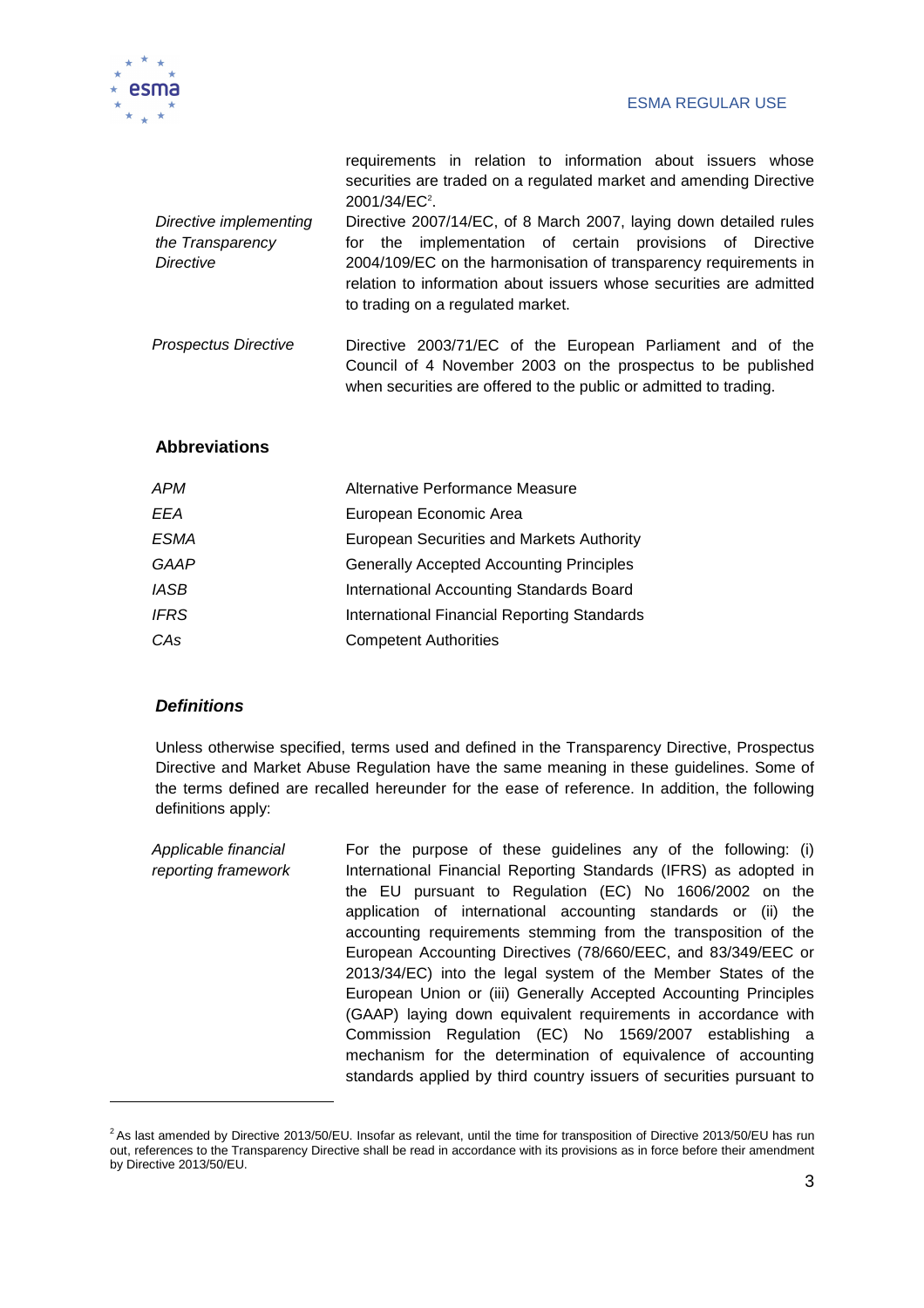| | |
|---|---|
| | requirements in relation to information about issuers whose securities are traded on a regulated market and amending Directive 2001/34/EC[2]. |
| *Directive implementing the Transparency Directive* | Directive 2007/14/EC, of 8 March 2007, laying down detailed rules for the implementation of certain provisions of Directive 2004/109/EC on the harmonisation of transparency requirements in relation to information about issuers whose securities are admitted to trading on a regulated market. |
| *Prospectus Directive* | Directive 2003/71/EC of the European Parliament and of the Council of 4 November 2003 on the prospectus to be published when securities are offered to the public or admitted to trading. |

**Abbreviations**

| | |
|---|---|
| *APM* | Alternative Performance Measure |
| *EEA* | European Economic Area |
| *ESMA* | European Securities and Markets Authority |
| *GAAP* | Generally Accepted Accounting Principles |
| *IASB* | International Accounting Standards Board |
| *IFRS* | International Financial Reporting Standards |
| *CAs* | Competent Authorities |

***Definitions***

Unless otherwise specified, terms used and defined in the Transparency Directive, Prospectus Directive and Market Abuse Regulation have the same meaning in these guidelines. Some of the terms defined are recalled hereunder for the ease of reference. In addition, the following definitions apply:

| | |
|---|---|
| *Applicable financial reporting framework* | For the purpose of these guidelines any of the following: (i) International Financial Reporting Standards (IFRS) as adopted in the EU pursuant to Regulation (EC) No 1606/2002 on the application of international accounting standards or (ii) the accounting requirements stemming from the transposition of the European Accounting Directives (78/660/EEC, and 83/349/EEC or 2013/34/EC) into the legal system of the Member States of the European Union or (iii) Generally Accepted Accounting Principles (GAAP) laying down equivalent requirements in accordance with Commission Regulation (EC) No 1569/2007 establishing a mechanism for the determination of equivalence of accounting standards applied by third country issuers of securities pursuant to |

[2] As last amended by Directive 2013/50/EU. Insofar as relevant, until the time for transposition of Directive 2013/50/EU has run out, references to the Transparency Directive shall be read in accordance with its provisions as in force before their amendment by Directive 2013/50/EU.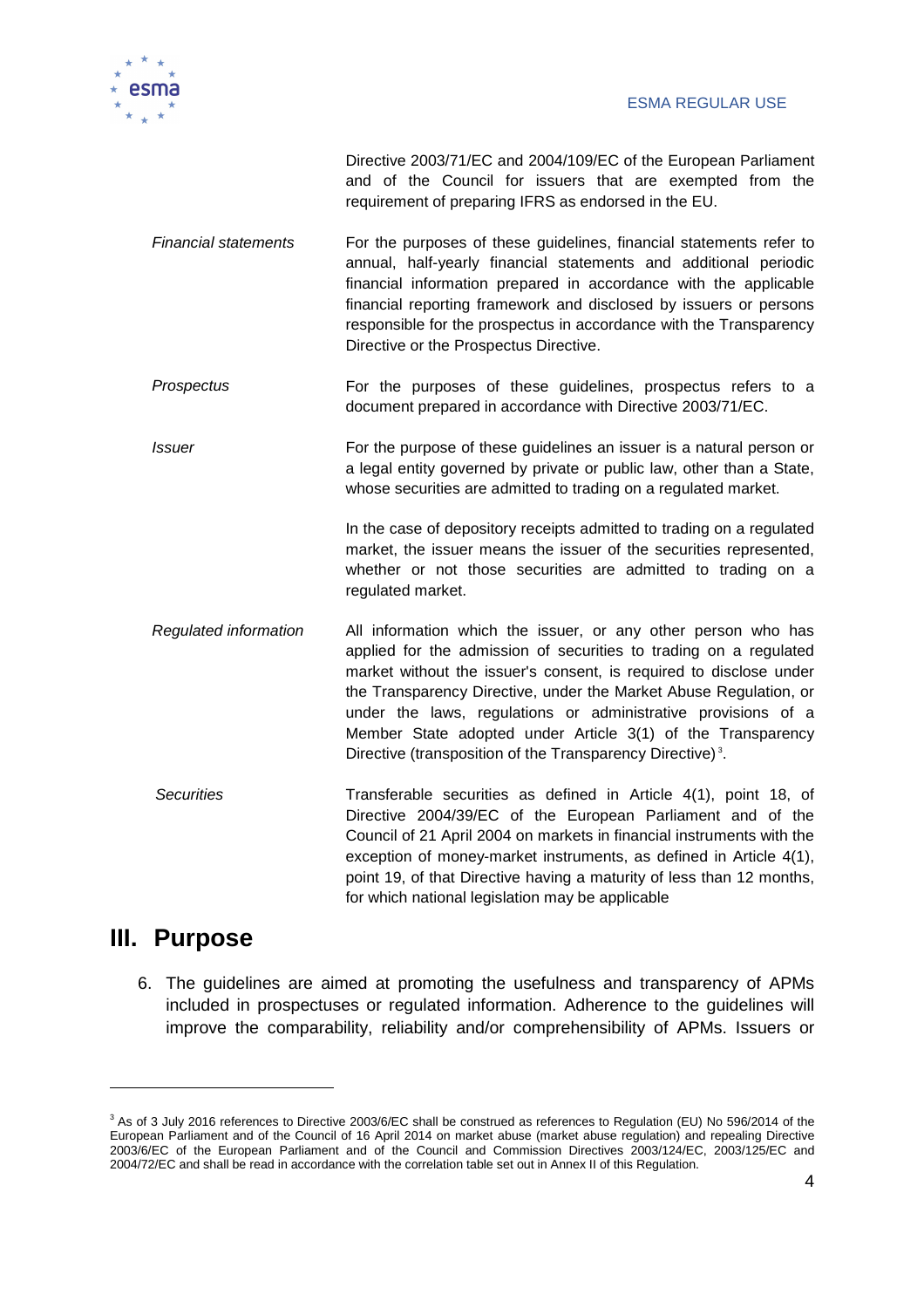| | |
|---|---|
| | Directive 2003/71/EC and 2004/109/EC of the European Parliament and of the Council for issuers that are exempted from the requirement of preparing IFRS as endorsed in the EU. |
| *Financial statements* | For the purposes of these guidelines, financial statements refer to annual, half-yearly financial statements and additional periodic financial information prepared in accordance with the applicable financial reporting framework and disclosed by issuers or persons responsible for the prospectus in accordance with the Transparency Directive or the Prospectus Directive. |
| *Prospectus* | For the purposes of these guidelines, prospectus refers to a document prepared in accordance with Directive 2003/71/EC. |
| *Issuer* | For the purpose of these guidelines an issuer is a natural person or a legal entity governed by private or public law, other than a State, whose securities are admitted to trading on a regulated market.<br><br>In the case of depository receipts admitted to trading on a regulated market, the issuer means the issuer of the securities represented, whether or not those securities are admitted to trading on a regulated market. |
| *Regulated information* | All information which the issuer, or any other person who has applied for the admission of securities to trading on a regulated market without the issuer's consent, is required to disclose under the Transparency Directive, under the Market Abuse Regulation, or under the laws, regulations or administrative provisions of a Member State adopted under Article 3(1) of the Transparency Directive (transposition of the Transparency Directive)[3]. |
| *Securities* | Transferable securities as defined in Article 4(1), point 18, of Directive 2004/39/EC of the European Parliament and of the Council of 21 April 2004 on markets in financial instruments with the exception of money-market instruments, as defined in Article 4(1), point 19, of that Directive having a maturity of less than 12 months, for which national legislation may be applicable |

## III. Purpose

6. The guidelines are aimed at promoting the usefulness and transparency of APMs included in prospectuses or regulated information. Adherence to the guidelines will improve the comparability, reliability and/or comprehensibility of APMs. Issuers or

---

[3] As of 3 July 2016 references to Directive 2003/6/EC shall be construed as references to Regulation (EU) No 596/2014 of the European Parliament and of the Council of 16 April 2014 on market abuse (market abuse regulation) and repealing Directive 2003/6/EC of the European Parliament and of the Council and Commission Directives 2003/124/EC, 2003/125/EC and 2004/72/EC and shall be read in accordance with the correlation table set out in Annex II of this Regulation.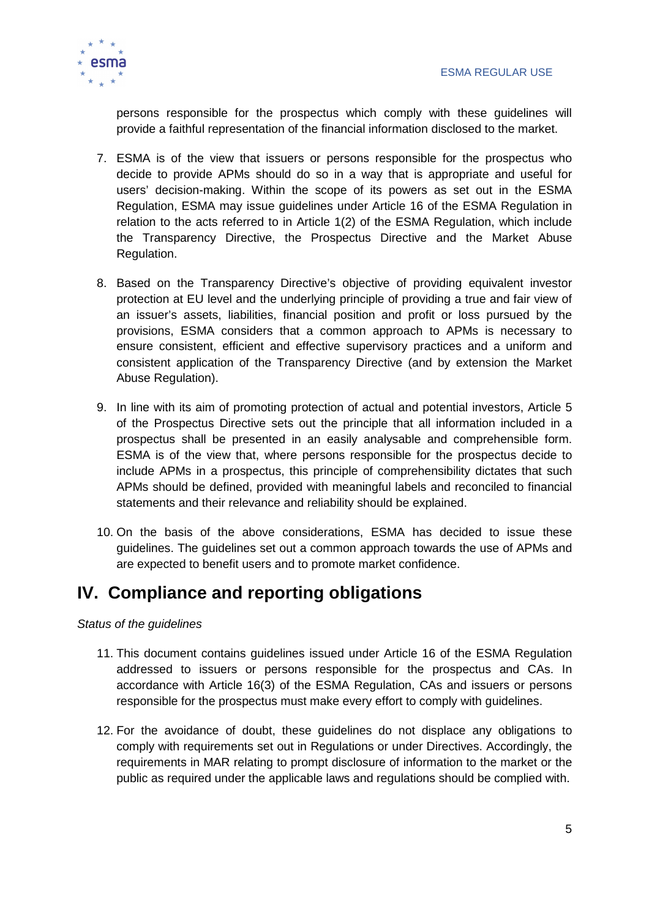persons responsible for the prospectus which comply with these guidelines will provide a faithful representation of the financial information disclosed to the market.

7. ESMA is of the view that issuers or persons responsible for the prospectus who decide to provide APMs should do so in a way that is appropriate and useful for users' decision-making. Within the scope of its powers as set out in the ESMA Regulation, ESMA may issue guidelines under Article 16 of the ESMA Regulation in relation to the acts referred to in Article 1(2) of the ESMA Regulation, which include the Transparency Directive, the Prospectus Directive and the Market Abuse Regulation.

8. Based on the Transparency Directive's objective of providing equivalent investor protection at EU level and the underlying principle of providing a true and fair view of an issuer's assets, liabilities, financial position and profit or loss pursued by the provisions, ESMA considers that a common approach to APMs is necessary to ensure consistent, efficient and effective supervisory practices and a uniform and consistent application of the Transparency Directive (and by extension the Market Abuse Regulation).

9. In line with its aim of promoting protection of actual and potential investors, Article 5 of the Prospectus Directive sets out the principle that all information included in a prospectus shall be presented in an easily analysable and comprehensible form. ESMA is of the view that, where persons responsible for the prospectus decide to include APMs in a prospectus, this principle of comprehensibility dictates that such APMs should be defined, provided with meaningful labels and reconciled to financial statements and their relevance and reliability should be explained.

10. On the basis of the above considerations, ESMA has decided to issue these guidelines. The guidelines set out a common approach towards the use of APMs and are expected to benefit users and to promote market confidence.

# IV. Compliance and reporting obligations

*Status of the guidelines*

11. This document contains guidelines issued under Article 16 of the ESMA Regulation addressed to issuers or persons responsible for the prospectus and CAs. In accordance with Article 16(3) of the ESMA Regulation, CAs and issuers or persons responsible for the prospectus must make every effort to comply with guidelines.

12. For the avoidance of doubt, these guidelines do not displace any obligations to comply with requirements set out in Regulations or under Directives. Accordingly, the requirements in MAR relating to prompt disclosure of information to the market or the public as required under the applicable laws and regulations should be complied with.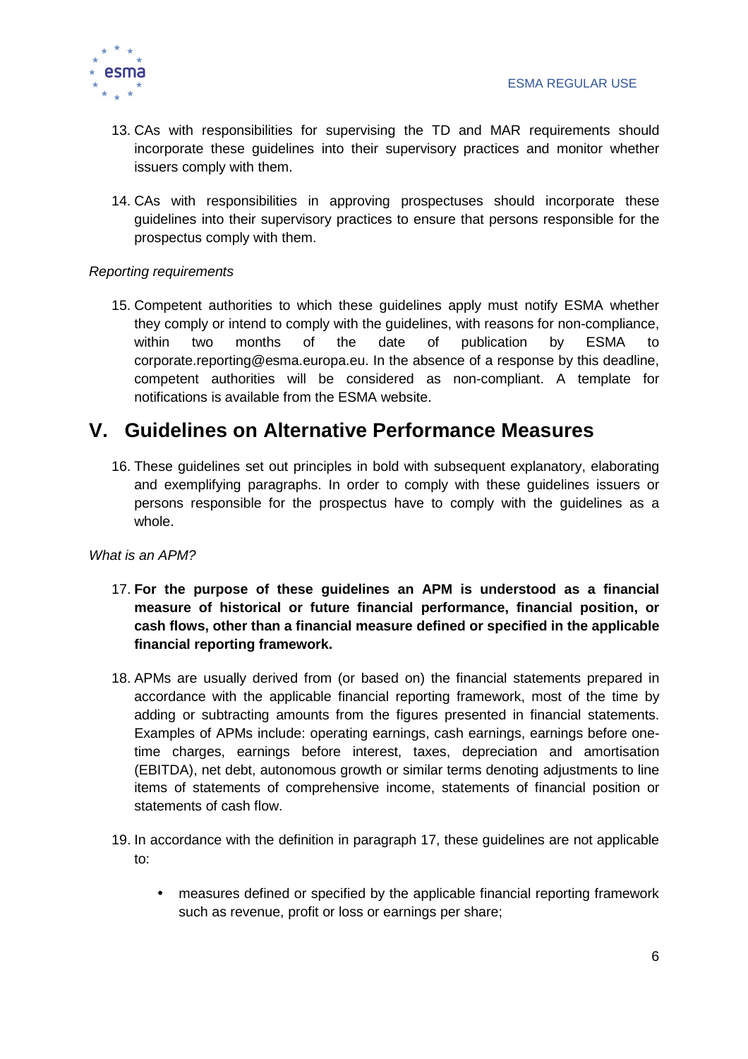13. CAs with responsibilities for supervising the TD and MAR requirements should incorporate these guidelines into their supervisory practices and monitor whether issuers comply with them.

14. CAs with responsibilities in approving prospectuses should incorporate these guidelines into their supervisory practices to ensure that persons responsible for the prospectus comply with them.

*Reporting requirements*

15. Competent authorities to which these guidelines apply must notify ESMA whether they comply or intend to comply with the guidelines, with reasons for non-compliance, within two months of the date of publication by ESMA to corporate.reporting@esma.europa.eu. In the absence of a response by this deadline, competent authorities will be considered as non-compliant. A template for notifications is available from the ESMA website.

# V. Guidelines on Alternative Performance Measures

16. These guidelines set out principles in bold with subsequent explanatory, elaborating and exemplifying paragraphs. In order to comply with these guidelines issuers or persons responsible for the prospectus have to comply with the guidelines as a whole.

*What is an APM?*

17. **For the purpose of these guidelines an APM is understood as a financial measure of historical or future financial performance, financial position, or cash flows, other than a financial measure defined or specified in the applicable financial reporting framework.**

18. APMs are usually derived from (or based on) the financial statements prepared in accordance with the applicable financial reporting framework, most of the time by adding or subtracting amounts from the figures presented in financial statements. Examples of APMs include: operating earnings, cash earnings, earnings before one-time charges, earnings before interest, taxes, depreciation and amortisation (EBITDA), net debt, autonomous growth or similar terms denoting adjustments to line items of statements of comprehensive income, statements of financial position or statements of cash flow.

19. In accordance with the definition in paragraph 17, these guidelines are not applicable to:

    - measures defined or specified by the applicable financial reporting framework such as revenue, profit or loss or earnings per share;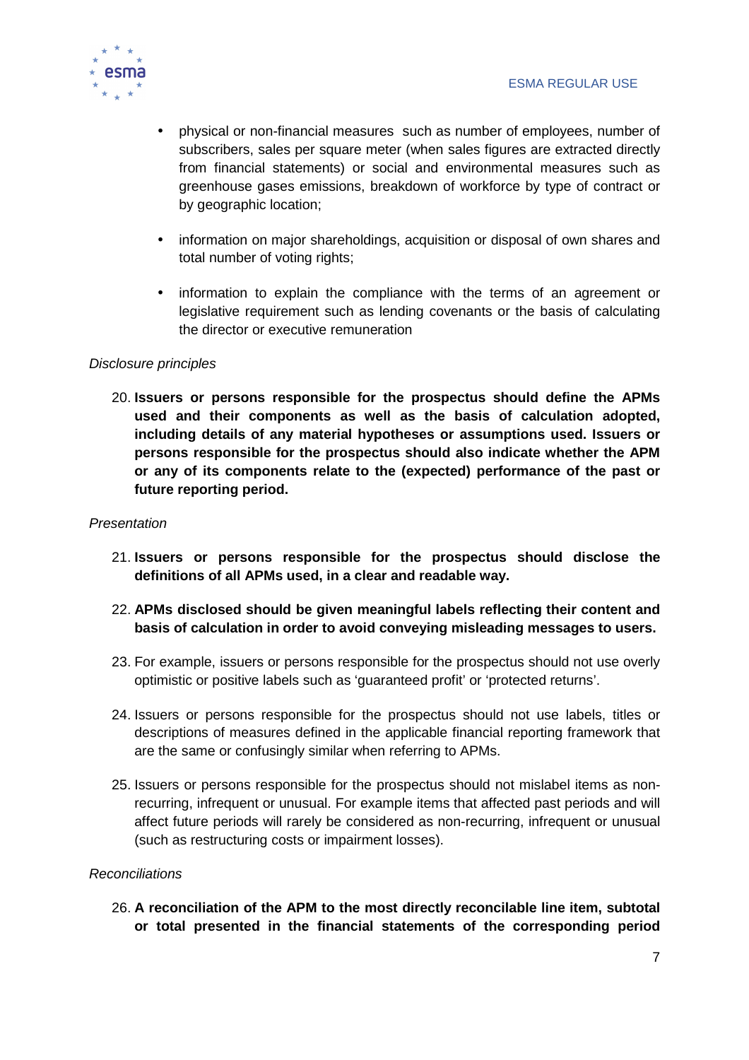- physical or non-financial measures such as number of employees, number of subscribers, sales per square meter (when sales figures are extracted directly from financial statements) or social and environmental measures such as greenhouse gases emissions, breakdown of workforce by type of contract or by geographic location;
- information on major shareholdings, acquisition or disposal of own shares and total number of voting rights;
- information to explain the compliance with the terms of an agreement or legislative requirement such as lending covenants or the basis of calculating the director or executive remuneration

*Disclosure principles*

20. **Issuers or persons responsible for the prospectus should define the APMs used and their components as well as the basis of calculation adopted, including details of any material hypotheses or assumptions used. Issuers or persons responsible for the prospectus should also indicate whether the APM or any of its components relate to the (expected) performance of the past or future reporting period.**

*Presentation*

21. **Issuers or persons responsible for the prospectus should disclose the definitions of all APMs used, in a clear and readable way.**

22. **APMs disclosed should be given meaningful labels reflecting their content and basis of calculation in order to avoid conveying misleading messages to users.**

23. For example, issuers or persons responsible for the prospectus should not use overly optimistic or positive labels such as 'guaranteed profit' or 'protected returns'.

24. Issuers or persons responsible for the prospectus should not use labels, titles or descriptions of measures defined in the applicable financial reporting framework that are the same or confusingly similar when referring to APMs.

25. Issuers or persons responsible for the prospectus should not mislabel items as non-recurring, infrequent or unusual. For example items that affected past periods and will affect future periods will rarely be considered as non-recurring, infrequent or unusual (such as restructuring costs or impairment losses).

*Reconciliations*

26. **A reconciliation of the APM to the most directly reconcilable line item, subtotal or total presented in the financial statements of the corresponding period**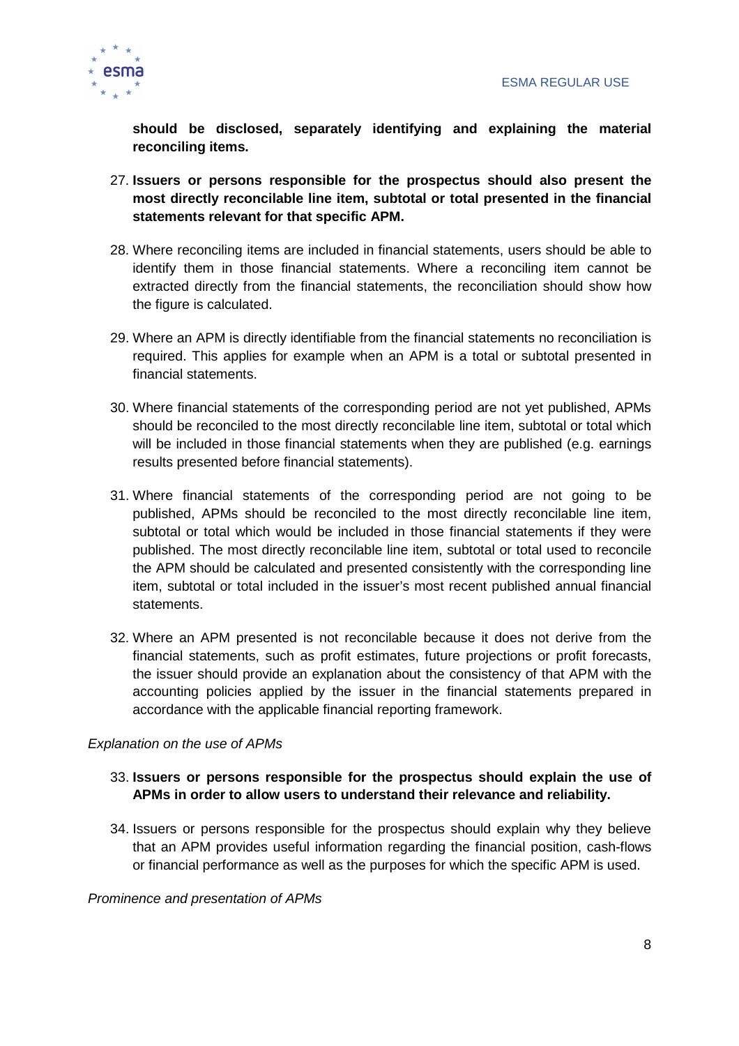**should be disclosed, separately identifying and explaining the material reconciling items.**

27. **Issuers or persons responsible for the prospectus should also present the most directly reconcilable line item, subtotal or total presented in the financial statements relevant for that specific APM.**

28. Where reconciling items are included in financial statements, users should be able to identify them in those financial statements. Where a reconciling item cannot be extracted directly from the financial statements, the reconciliation should show how the figure is calculated.

29. Where an APM is directly identifiable from the financial statements no reconciliation is required. This applies for example when an APM is a total or subtotal presented in financial statements.

30. Where financial statements of the corresponding period are not yet published, APMs should be reconciled to the most directly reconcilable line item, subtotal or total which will be included in those financial statements when they are published (e.g. earnings results presented before financial statements).

31. Where financial statements of the corresponding period are not going to be published, APMs should be reconciled to the most directly reconcilable line item, subtotal or total which would be included in those financial statements if they were published. The most directly reconcilable line item, subtotal or total used to reconcile the APM should be calculated and presented consistently with the corresponding line item, subtotal or total included in the issuer's most recent published annual financial statements.

32. Where an APM presented is not reconcilable because it does not derive from the financial statements, such as profit estimates, future projections or profit forecasts, the issuer should provide an explanation about the consistency of that APM with the accounting policies applied by the issuer in the financial statements prepared in accordance with the applicable financial reporting framework.

*Explanation on the use of APMs*

33. **Issuers or persons responsible for the prospectus should explain the use of APMs in order to allow users to understand their relevance and reliability.**

34. Issuers or persons responsible for the prospectus should explain why they believe that an APM provides useful information regarding the financial position, cash-flows or financial performance as well as the purposes for which the specific APM is used.

*Prominence and presentation of APMs*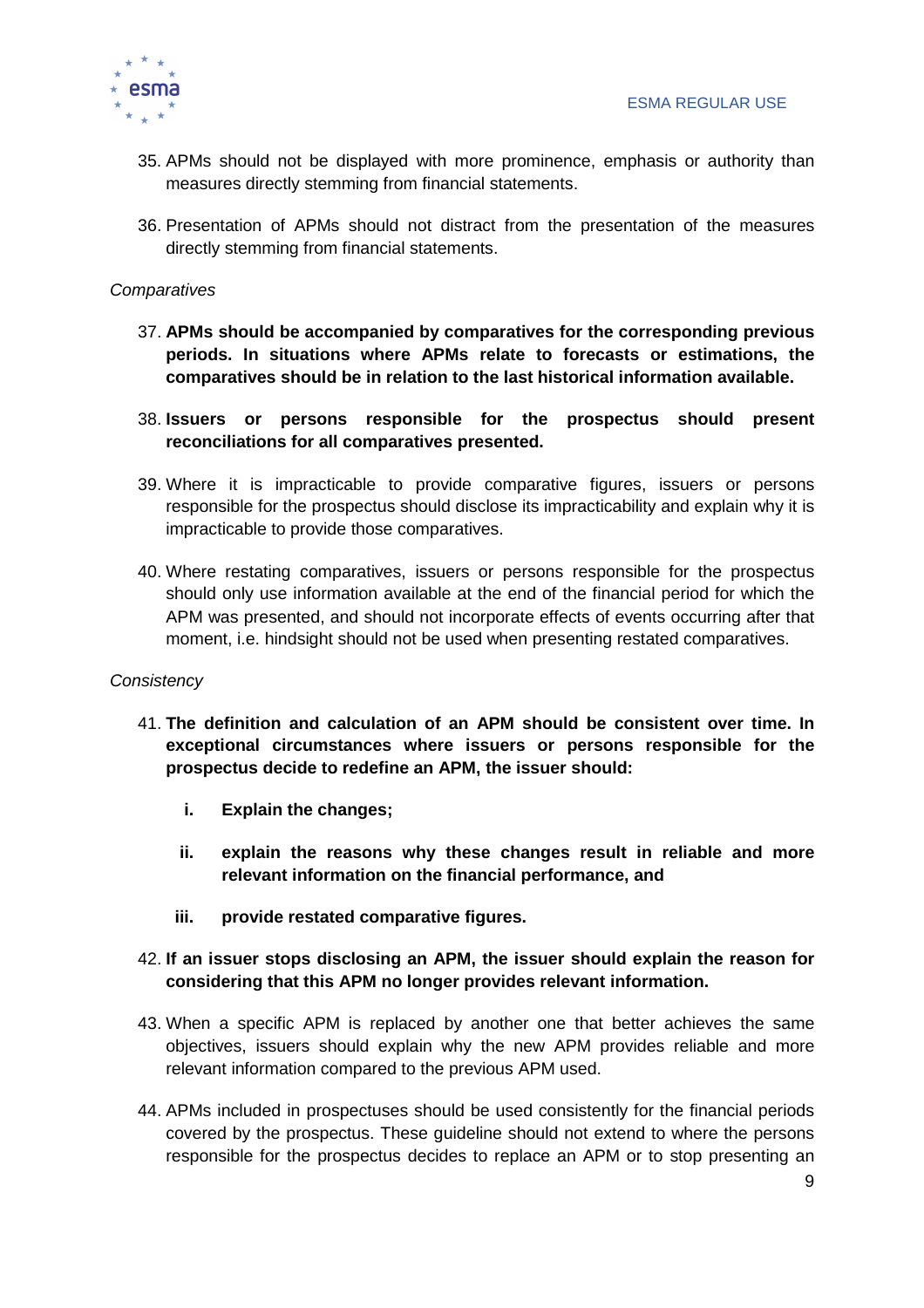35. APMs should not be displayed with more prominence, emphasis or authority than measures directly stemming from financial statements.

36. Presentation of APMs should not distract from the presentation of the measures directly stemming from financial statements.

*Comparatives*

37. **APMs should be accompanied by comparatives for the corresponding previous periods. In situations where APMs relate to forecasts or estimations, the comparatives should be in relation to the last historical information available.**

38. **Issuers or persons responsible for the prospectus should present reconciliations for all comparatives presented.**

39. Where it is impracticable to provide comparative figures, issuers or persons responsible for the prospectus should disclose its impracticability and explain why it is impracticable to provide those comparatives.

40. Where restating comparatives, issuers or persons responsible for the prospectus should only use information available at the end of the financial period for which the APM was presented, and should not incorporate effects of events occurring after that moment, i.e. hindsight should not be used when presenting restated comparatives.

*Consistency*

41. **The definition and calculation of an APM should be consistent over time. In exceptional circumstances where issuers or persons responsible for the prospectus decide to redefine an APM, the issuer should:**

    i. **Explain the changes;**

    ii. **explain the reasons why these changes result in reliable and more relevant information on the financial performance, and**

    iii. **provide restated comparative figures.**

42. **If an issuer stops disclosing an APM, the issuer should explain the reason for considering that this APM no longer provides relevant information.**

43. When a specific APM is replaced by another one that better achieves the same objectives, issuers should explain why the new APM provides reliable and more relevant information compared to the previous APM used.

44. APMs included in prospectuses should be used consistently for the financial periods covered by the prospectus. These guideline should not extend to where the persons responsible for the prospectus decides to replace an APM or to stop presenting an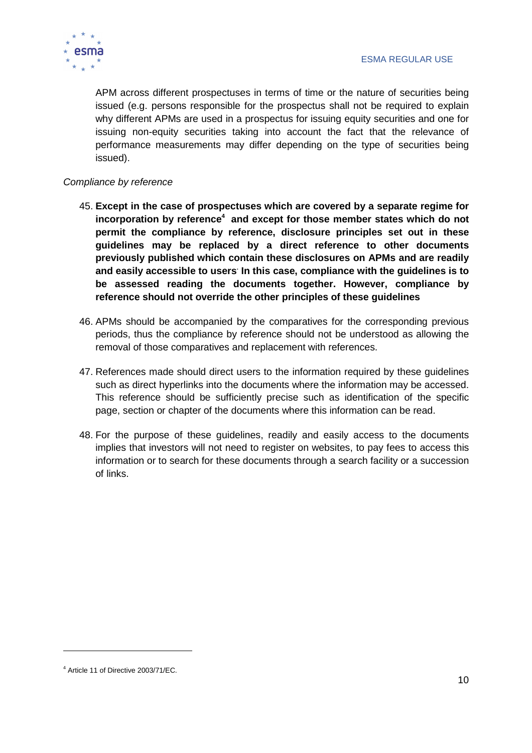APM across different prospectuses in terms of time or the nature of securities being issued (e.g. persons responsible for the prospectus shall not be required to explain why different APMs are used in a prospectus for issuing equity securities and one for issuing non-equity securities taking into account the fact that the relevance of performance measurements may differ depending on the type of securities being issued).

*Compliance by reference*

45. **Except in the case of prospectuses which are covered by a separate regime for incorporation by reference[4] and except for those member states which do not permit the compliance by reference, disclosure principles set out in these guidelines may be replaced by a direct reference to other documents previously published which contain these disclosures on APMs and are readily and easily accessible to users. In this case, compliance with the guidelines is to be assessed reading the documents together. However, compliance by reference should not override the other principles of these guidelines**

46. APMs should be accompanied by the comparatives for the corresponding previous periods, thus the compliance by reference should not be understood as allowing the removal of those comparatives and replacement with references.

47. References made should direct users to the information required by these guidelines such as direct hyperlinks into the documents where the information may be accessed. This reference should be sufficiently precise such as identification of the specific page, section or chapter of the documents where this information can be read.

48. For the purpose of these guidelines, readily and easily access to the documents implies that investors will not need to register on websites, to pay fees to access this information or to search for these documents through a search facility or a succession of links.

[4] Article 11 of Directive 2003/71/EC.